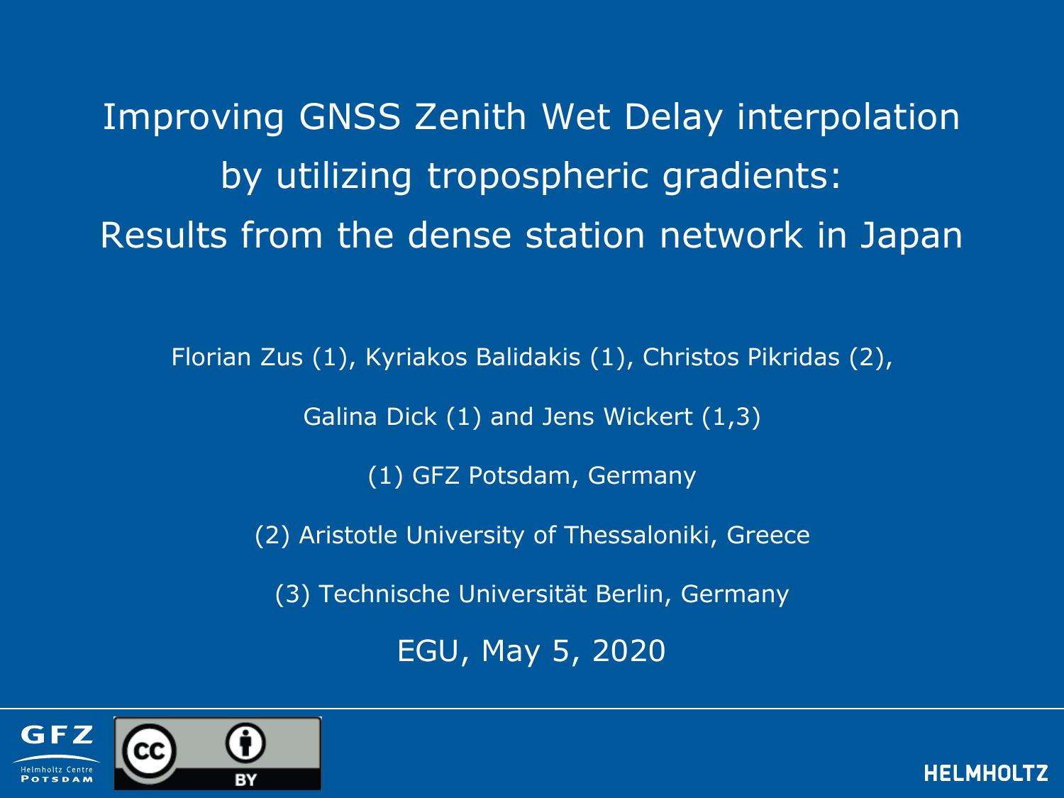# Improving GNSS Zenith Wet Delay interpolation by utilizing tropospheric gradients: Results from the dense station network in Japan

Florian Zus (1), Kyriakos Balidakis (1), Christos Pikridas (2),

Galina Dick (1) and Jens Wickert (1,3)

(1) GFZ Potsdam, Germany

(2) Aristotle University of Thessaloniki, Greece

(3) Technische Universität Berlin, Germany

EGU, May 5, 2020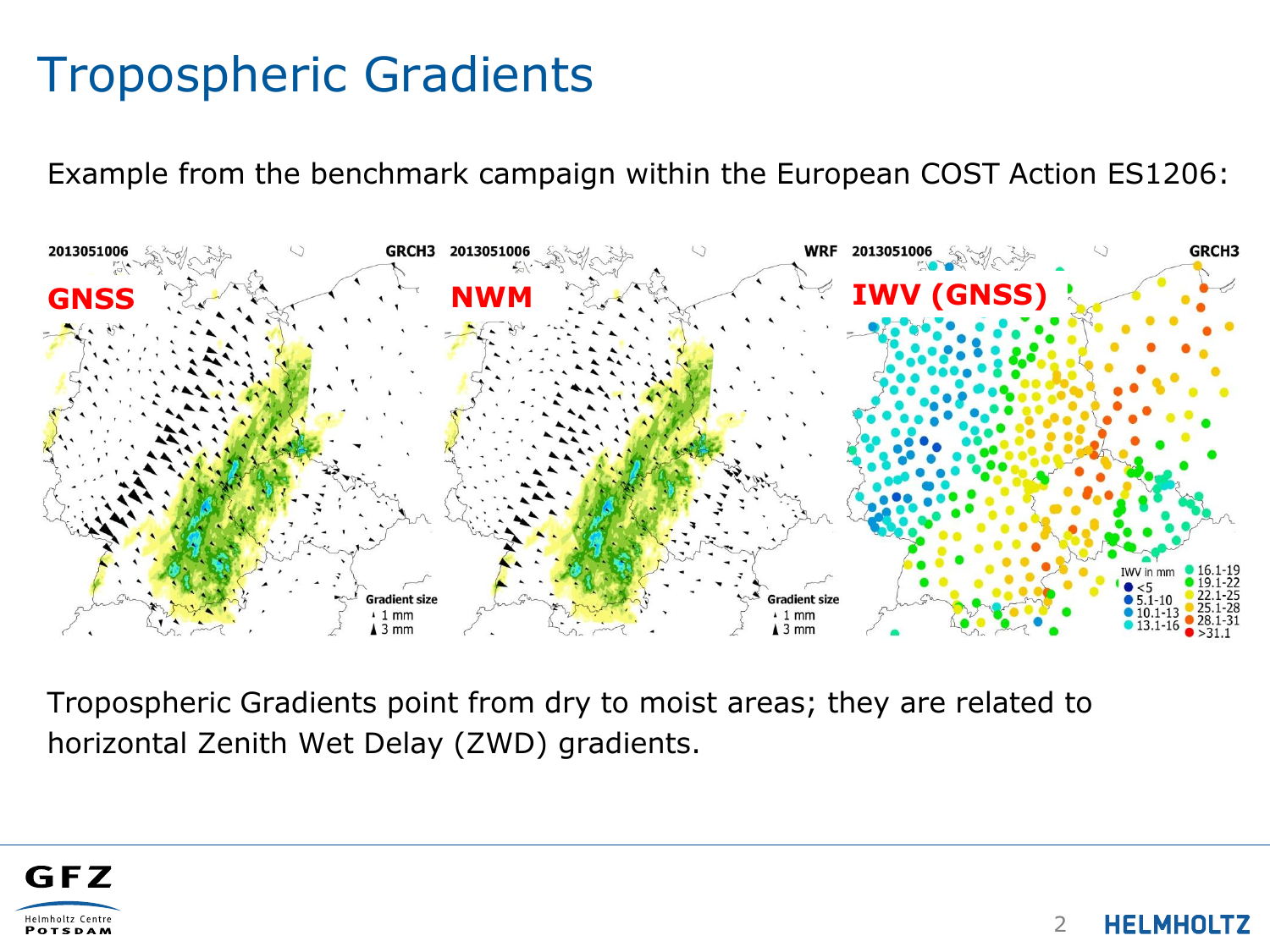# Tropospheric Gradients

Example from the benchmark campaign within the European COST Action ES1206:

Tropospheric Gradients point from dry to moist areas; they are related to horizontal Zenith Wet Delay (ZWD) gradients.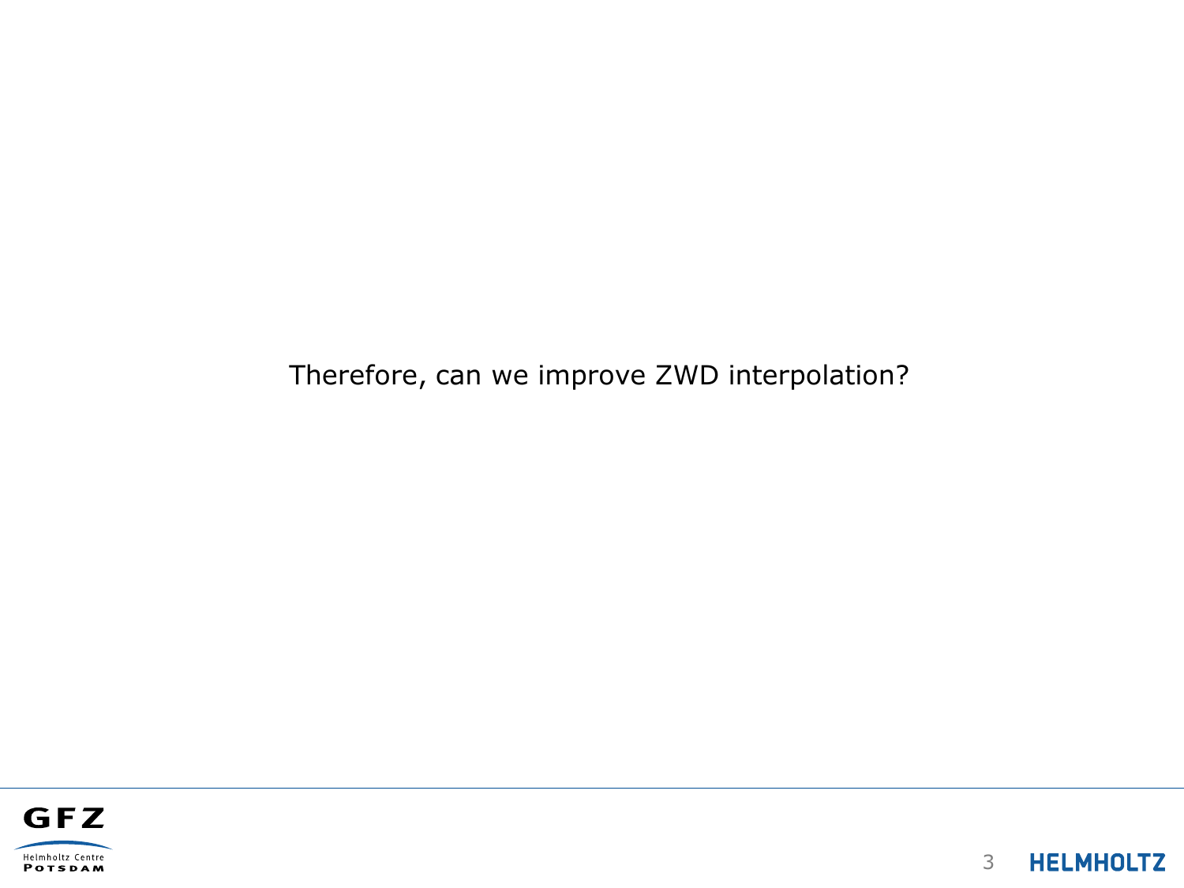Therefore, can we improve ZWD interpolation?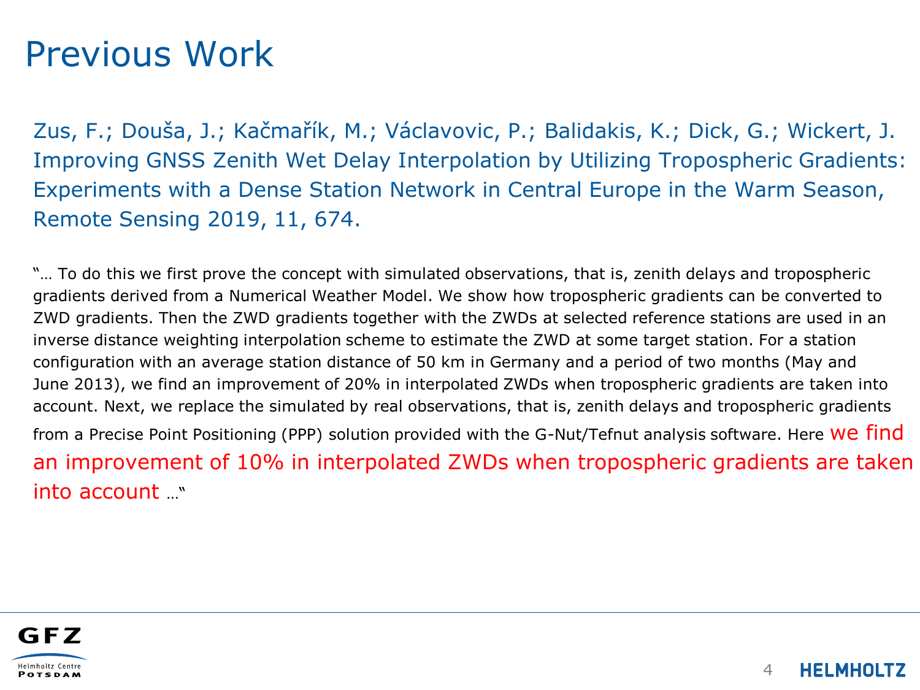# Previous Work

Zus, F.; Douša, J.; Kačmařík, M.; Václavovic, P.; Balidakis, K.; Dick, G.; Wickert, J. Improving GNSS Zenith Wet Delay Interpolation by Utilizing Tropospheric Gradients: Experiments with a Dense Station Network in Central Europe in the Warm Season, Remote Sensing 2019, 11, 674.

"… To do this we first prove the concept with simulated observations, that is, zenith delays and tropospheric gradients derived from a Numerical Weather Model. We show how tropospheric gradients can be converted to ZWD gradients. Then the ZWD gradients together with the ZWDs at selected reference stations are used in an inverse distance weighting interpolation scheme to estimate the ZWD at some target station. For a station configuration with an average station distance of 50 km in Germany and a period of two months (May and June 2013), we find an improvement of 20% in interpolated ZWDs when tropospheric gradients are taken into account. Next, we replace the simulated by real observations, that is, zenith delays and tropospheric gradients from a Precise Point Positioning (PPP) solution provided with the G-Nut/Tefnut analysis software. Here we find an improvement of 10% in interpolated ZWDs when tropospheric gradients are taken into account …"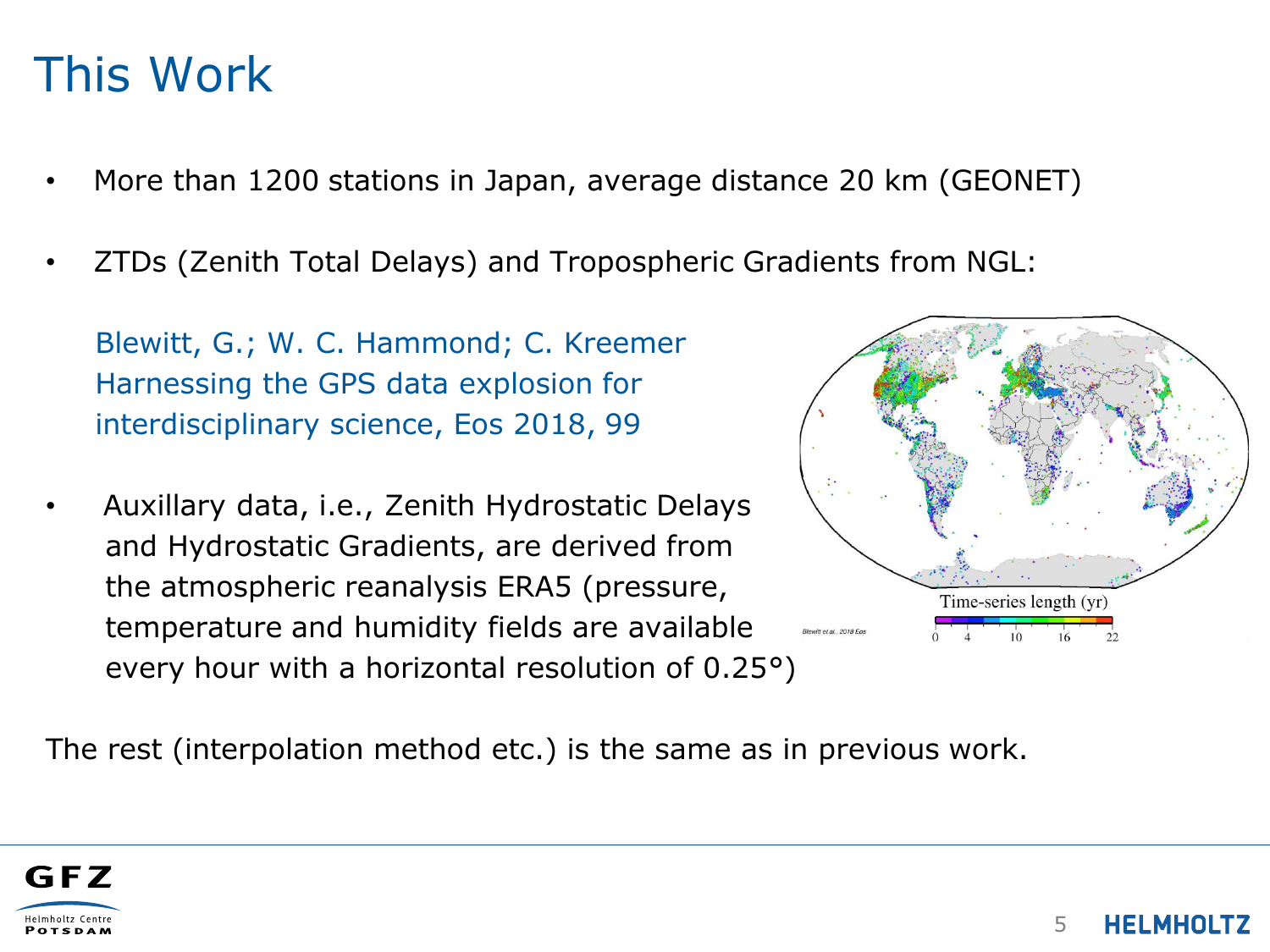# This Work

- More than 1200 stations in Japan, average distance 20 km (GEONET)
- ZTDs (Zenith Total Delays) and Tropospheric Gradients from NGL:

  Blewitt, G.; W. C. Hammond; C. Kreemer
  Harnessing the GPS data explosion for interdisciplinary science, Eos 2018, 99

- Auxillary data, i.e., Zenith Hydrostatic Delays and Hydrostatic Gradients, are derived from the atmospheric reanalysis ERA5 (pressure, temperature and humidity fields are available every hour with a horizontal resolution of 0.25°)

The rest (interpolation method etc.) is the same as in previous work.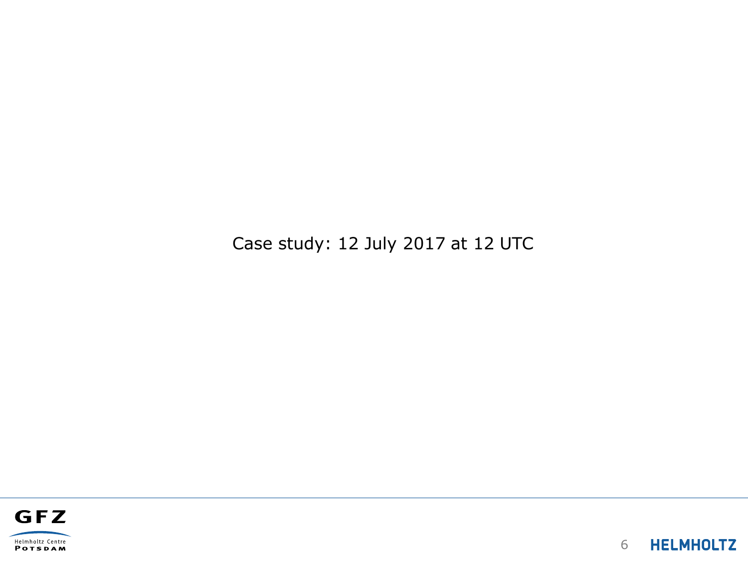Case study: 12 July 2017 at 12 UTC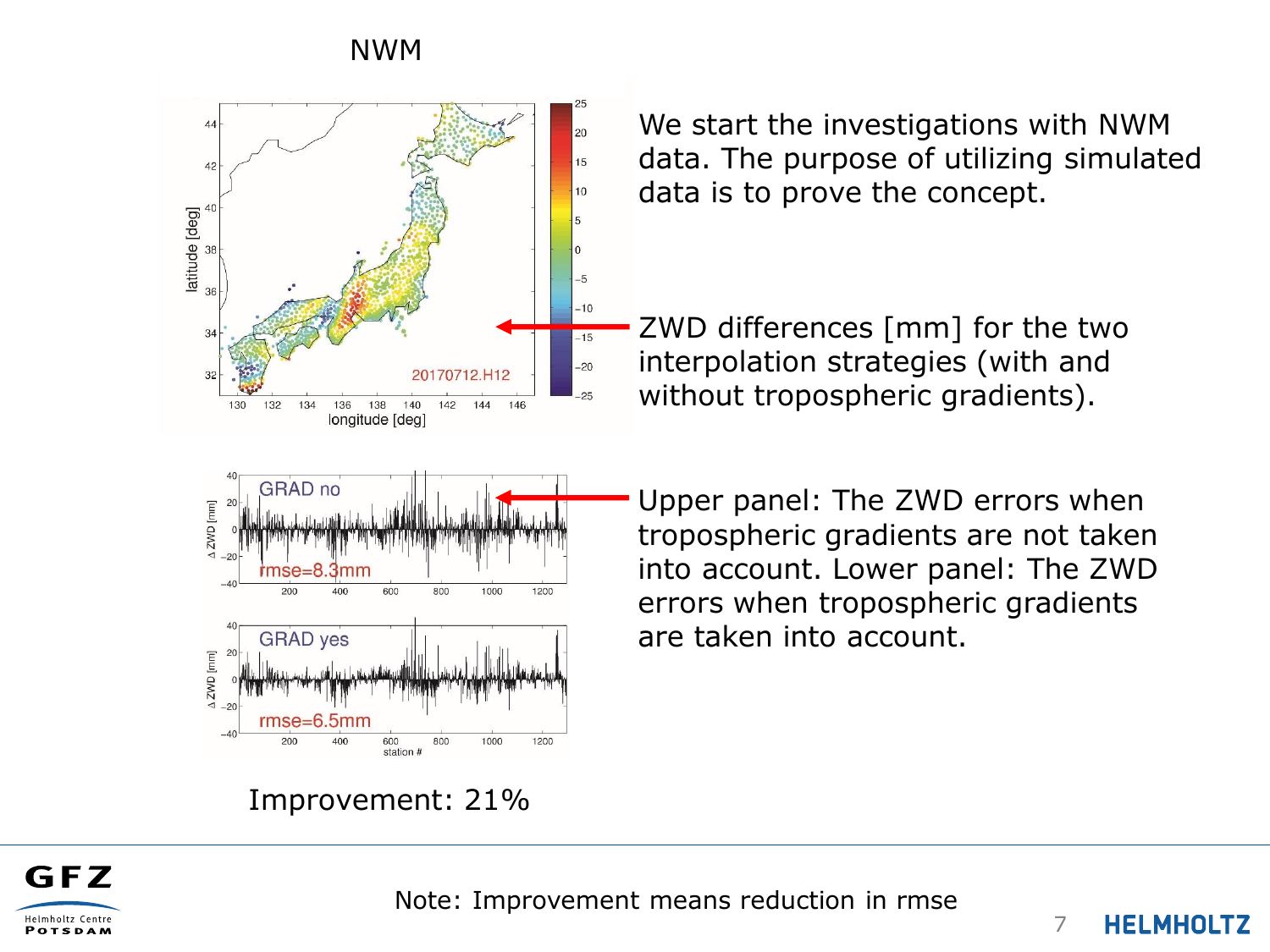# NWM

We start the investigations with NWM data. The purpose of utilizing simulated data is to prove the concept.

ZWD differences [mm] for the two interpolation strategies (with and without tropospheric gradients).

Upper panel: The ZWD errors when tropospheric gradients are not taken into account. Lower panel: The ZWD errors when tropospheric gradients are taken into account.

Improvement: 21%

Note: Improvement means reduction in rmse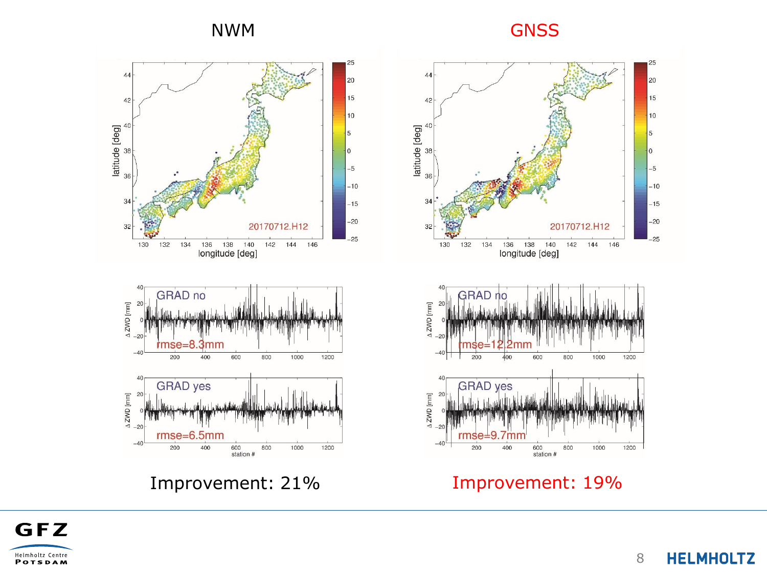## NWM

## GNSS

20170712.H12

GRAD no — rmse=8.3mm

GRAD yes — rmse=6.5mm

GRAD no — rmse=12.2mm

GRAD yes — rmse=9.7mm

Improvement: 21%

Improvement: 19%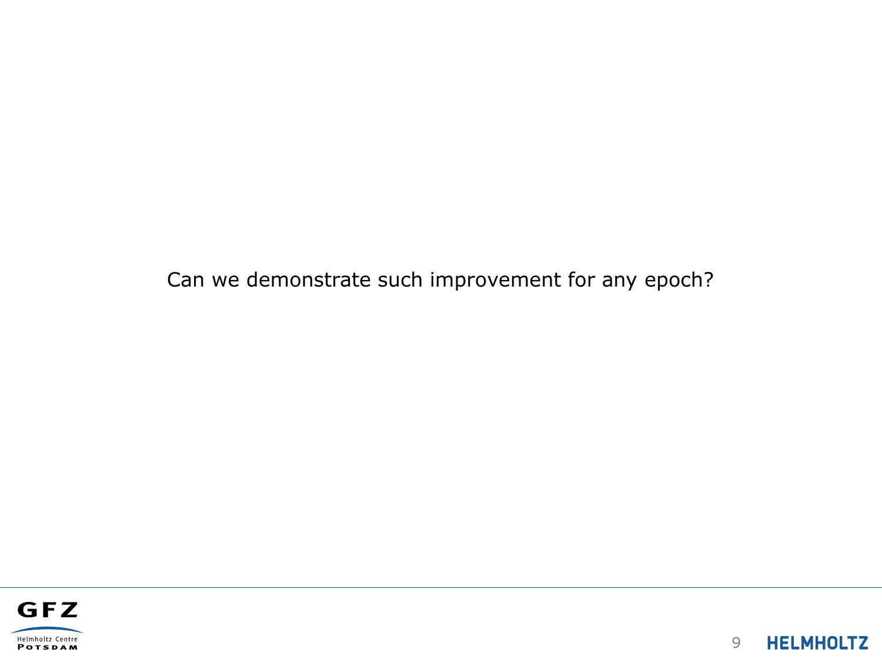Can we demonstrate such improvement for any epoch?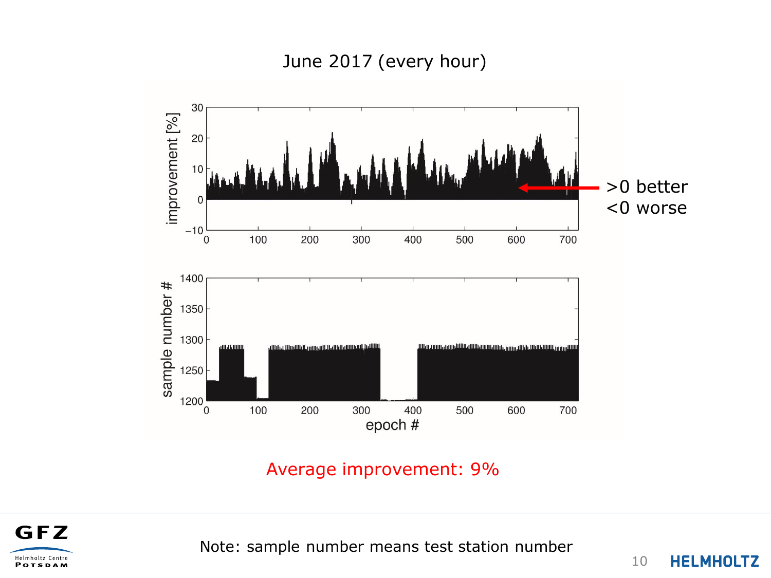## June 2017 (every hour)

improvement [%]

>0 better
<0 worse

sample number #

epoch #

Average improvement: 9%

Note: sample number means test station number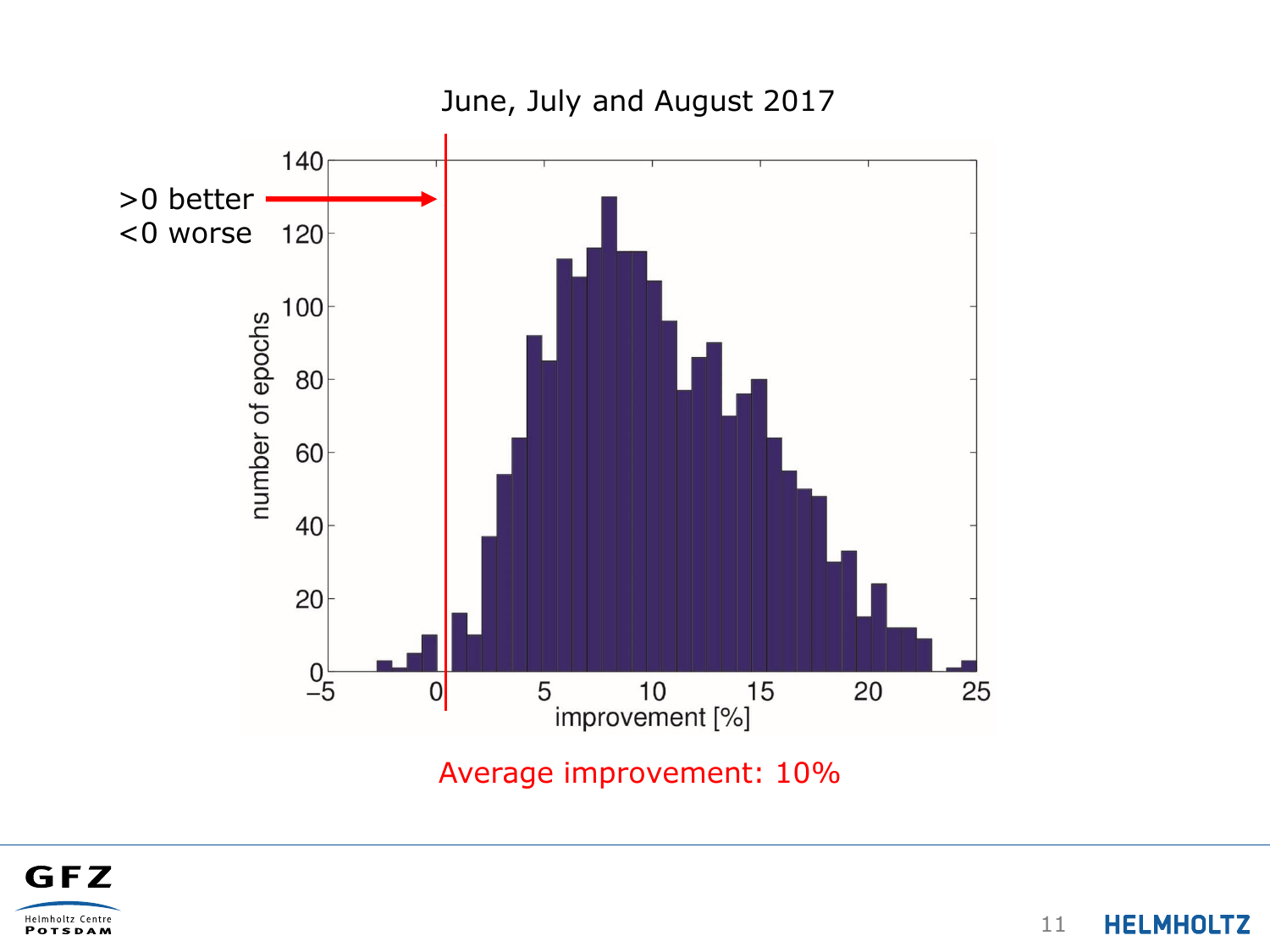June, July and August 2017

>0 better
<0 worse

Average improvement: 10%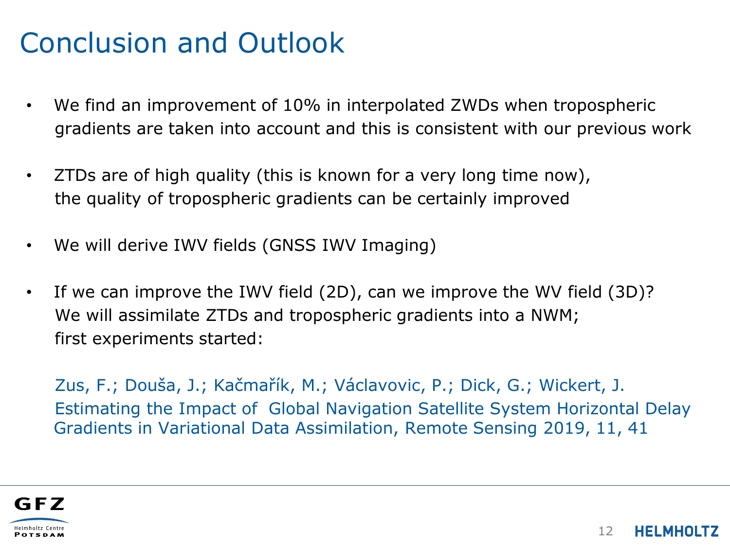# Conclusion and Outlook

- We find an improvement of 10% in interpolated ZWDs when tropospheric gradients are taken into account and this is consistent with our previous work
- ZTDs are of high quality (this is known for a very long time now), the quality of tropospheric gradients can be certainly improved
- We will derive IWV fields (GNSS IWV Imaging)
- If we can improve the IWV field (2D), can we improve the WV field (3D)? We will assimilate ZTDs and tropospheric gradients into a NWM; first experiments started:

  Zus, F.; Douša, J.; Kačmařík, M.; Václavovic, P.; Dick, G.; Wickert, J. Estimating the Impact of Global Navigation Satellite System Horizontal Delay Gradients in Variational Data Assimilation, Remote Sensing 2019, 11, 41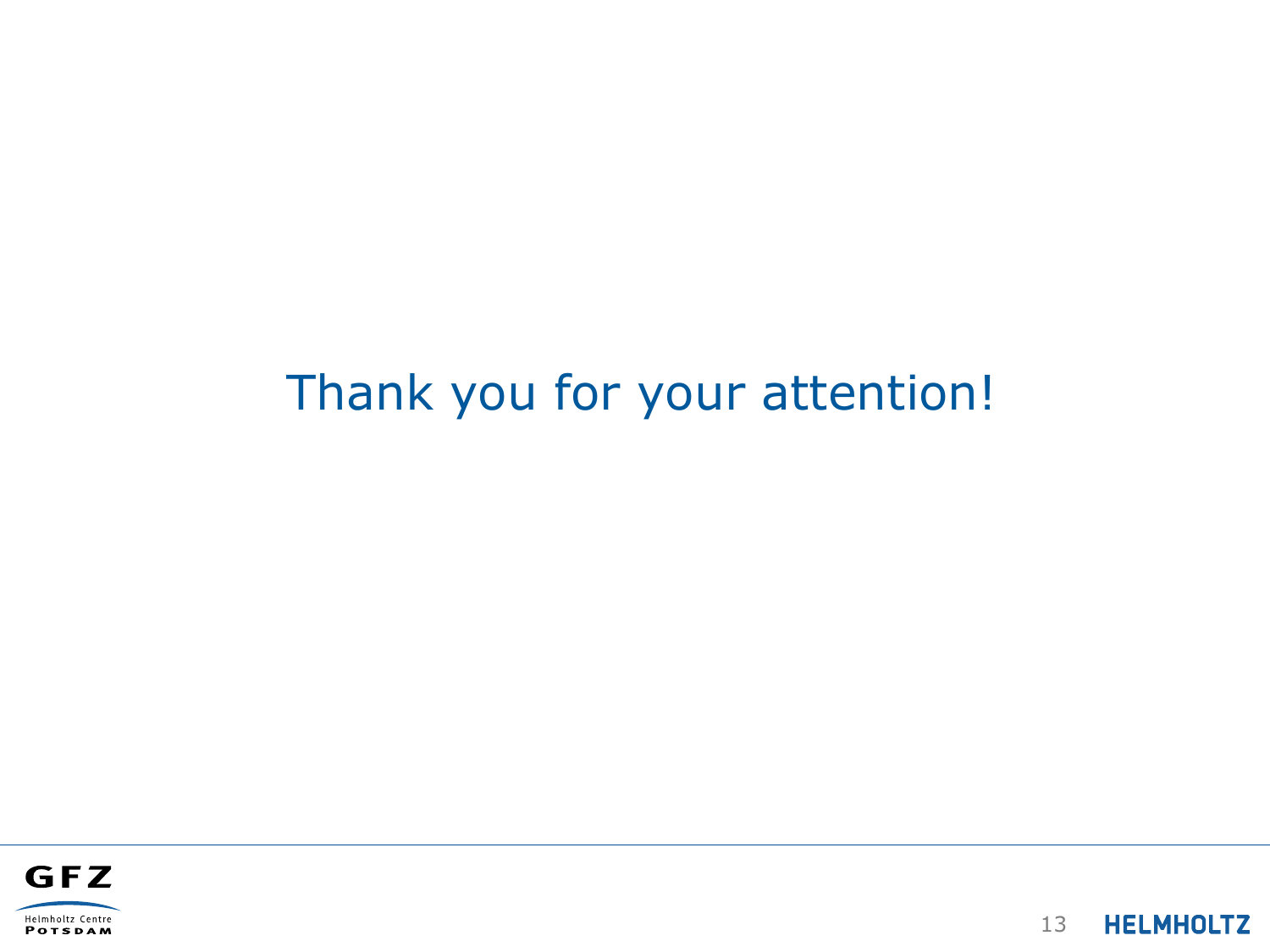Thank you for your attention!